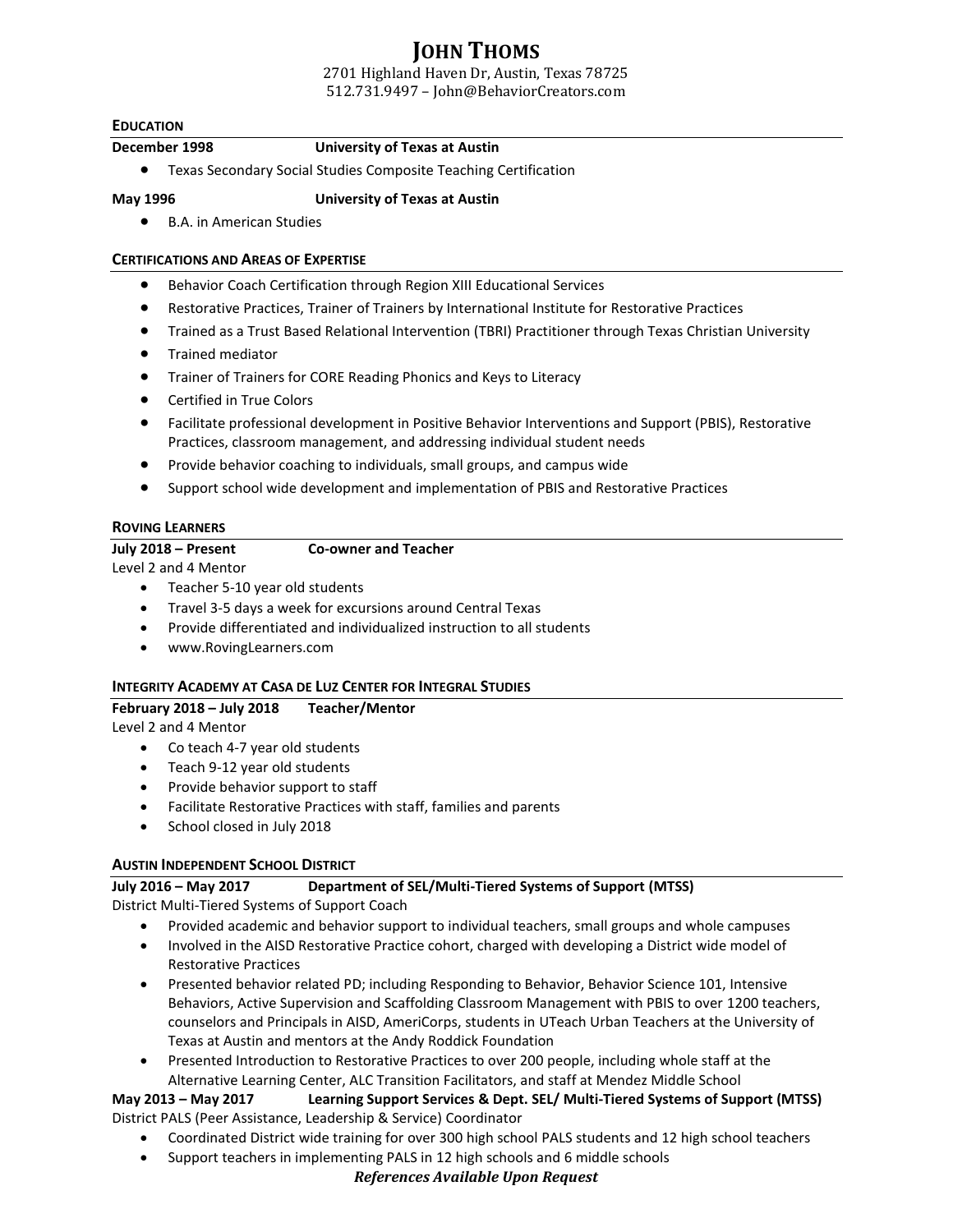# JOHN THOMS

2701 Highland Haven Dr, Austin, Texas 78725
512.731.9497 – John@BehaviorCreators.com

## EDUCATION

**December 1998** **University of Texas at Austin**

- Texas Secondary Social Studies Composite Teaching Certification

**May 1996** **University of Texas at Austin**

- B.A. in American Studies

## CERTIFICATIONS AND AREAS OF EXPERTISE

- Behavior Coach Certification through Region XIII Educational Services
- Restorative Practices, Trainer of Trainers by International Institute for Restorative Practices
- Trained as a Trust Based Relational Intervention (TBRI) Practitioner through Texas Christian University
- Trained mediator
- Trainer of Trainers for CORE Reading Phonics and Keys to Literacy
- Certified in True Colors
- Facilitate professional development in Positive Behavior Interventions and Support (PBIS), Restorative Practices, classroom management, and addressing individual student needs
- Provide behavior coaching to individuals, small groups, and campus wide
- Support school wide development and implementation of PBIS and Restorative Practices

## ROVING LEARNERS

**July 2018 – Present** **Co-owner and Teacher**

Level 2 and 4 Mentor

- Teacher 5-10 year old students
- Travel 3-5 days a week for excursions around Central Texas
- Provide differentiated and individualized instruction to all students
- www.RovingLearners.com

## INTEGRITY ACADEMY AT CASA DE LUZ CENTER FOR INTEGRAL STUDIES

**February 2018 – July 2018** **Teacher/Mentor**

Level 2 and 4 Mentor

- Co teach 4-7 year old students
- Teach 9-12 year old students
- Provide behavior support to staff
- Facilitate Restorative Practices with staff, families and parents
- School closed in July 2018

## AUSTIN INDEPENDENT SCHOOL DISTRICT

**July 2016 – May 2017** **Department of SEL/Multi-Tiered Systems of Support (MTSS)**

District Multi-Tiered Systems of Support Coach

- Provided academic and behavior support to individual teachers, small groups and whole campuses
- Involved in the AISD Restorative Practice cohort, charged with developing a District wide model of Restorative Practices
- Presented behavior related PD; including Responding to Behavior, Behavior Science 101, Intensive Behaviors, Active Supervision and Scaffolding Classroom Management with PBIS to over 1200 teachers, counselors and Principals in AISD, AmeriCorps, students in UTeach Urban Teachers at the University of Texas at Austin and mentors at the Andy Roddick Foundation
- Presented Introduction to Restorative Practices to over 200 people, including whole staff at the Alternative Learning Center, ALC Transition Facilitators, and staff at Mendez Middle School

**May 2013 – May 2017** **Learning Support Services & Dept. SEL/ Multi-Tiered Systems of Support (MTSS)**

District PALS (Peer Assistance, Leadership & Service) Coordinator

- Coordinated District wide training for over 300 high school PALS students and 12 high school teachers
- Support teachers in implementing PALS in 12 high schools and 6 middle schools

***References Available Upon Request***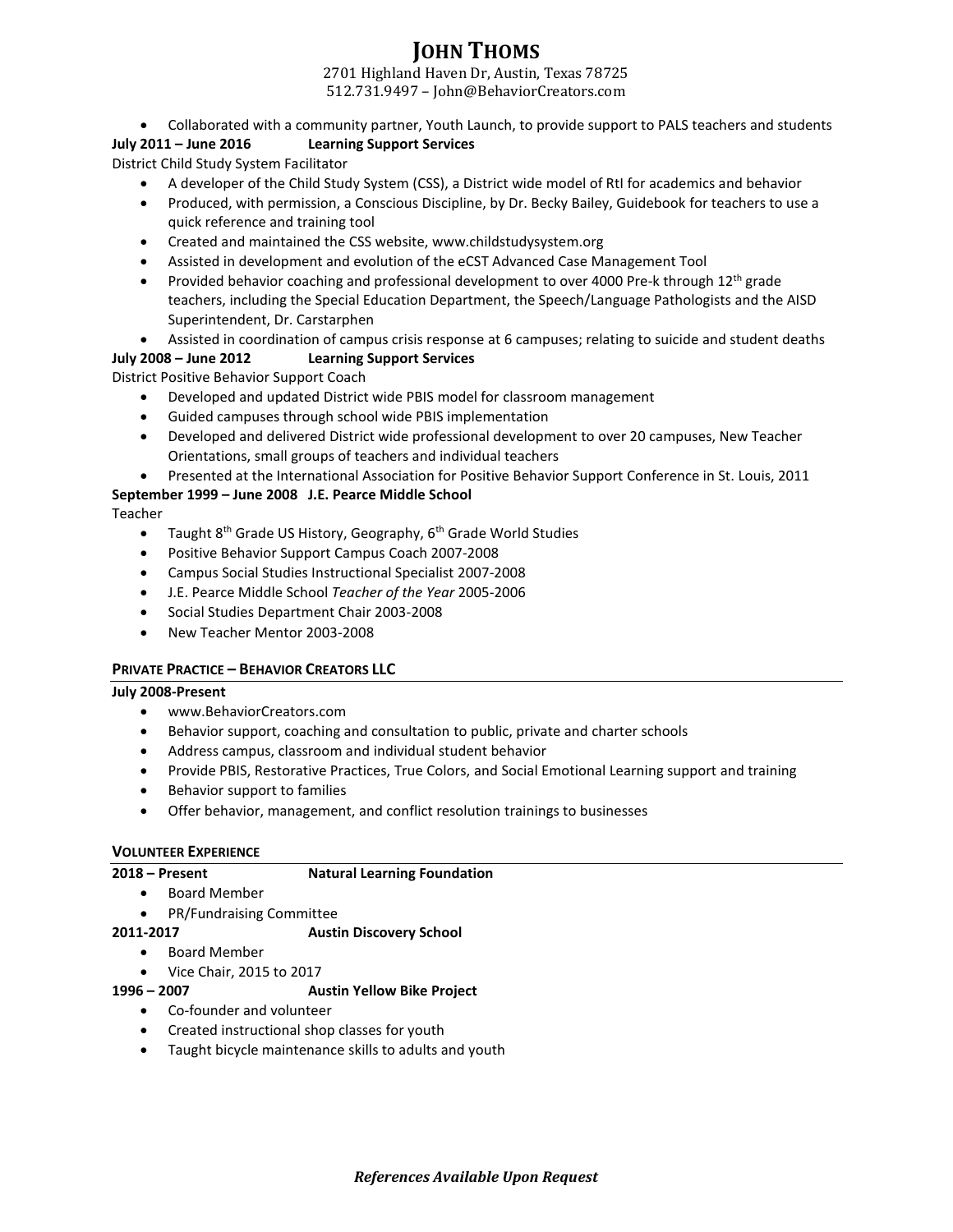# JOHN THOMS

2701 Highland Haven Dr, Austin, Texas 78725
512.731.9497 – John@BehaviorCreators.com

- Collaborated with a community partner, Youth Launch, to provide support to PALS teachers and students

**July 2011 – June 2016 Learning Support Services**

District Child Study System Facilitator

- A developer of the Child Study System (CSS), a District wide model of RtI for academics and behavior
- Produced, with permission, a Conscious Discipline, by Dr. Becky Bailey, Guidebook for teachers to use a quick reference and training tool
- Created and maintained the CSS website, www.childstudysystem.org
- Assisted in development and evolution of the eCST Advanced Case Management Tool
- Provided behavior coaching and professional development to over 4000 Pre-k through 12th grade teachers, including the Special Education Department, the Speech/Language Pathologists and the AISD Superintendent, Dr. Carstarphen
- Assisted in coordination of campus crisis response at 6 campuses; relating to suicide and student deaths

**July 2008 – June 2012 Learning Support Services**

District Positive Behavior Support Coach

- Developed and updated District wide PBIS model for classroom management
- Guided campuses through school wide PBIS implementation
- Developed and delivered District wide professional development to over 20 campuses, New Teacher Orientations, small groups of teachers and individual teachers
- Presented at the International Association for Positive Behavior Support Conference in St. Louis, 2011

**September 1999 – June 2008 J.E. Pearce Middle School**

Teacher

- Taught 8th Grade US History, Geography, 6th Grade World Studies
- Positive Behavior Support Campus Coach 2007-2008
- Campus Social Studies Instructional Specialist 2007-2008
- J.E. Pearce Middle School *Teacher of the Year* 2005-2006
- Social Studies Department Chair 2003-2008
- New Teacher Mentor 2003-2008

## PRIVATE PRACTICE – BEHAVIOR CREATORS LLC

**July 2008-Present**

- www.BehaviorCreators.com
- Behavior support, coaching and consultation to public, private and charter schools
- Address campus, classroom and individual student behavior
- Provide PBIS, Restorative Practices, True Colors, and Social Emotional Learning support and training
- Behavior support to families
- Offer behavior, management, and conflict resolution trainings to businesses

## VOLUNTEER EXPERIENCE

**2018 – Present Natural Learning Foundation**

- Board Member
- PR/Fundraising Committee

**2011-2017 Austin Discovery School**

- Board Member
- Vice Chair, 2015 to 2017

**1996 – 2007 Austin Yellow Bike Project**

- Co-founder and volunteer
- Created instructional shop classes for youth
- Taught bicycle maintenance skills to adults and youth

***References Available Upon Request***